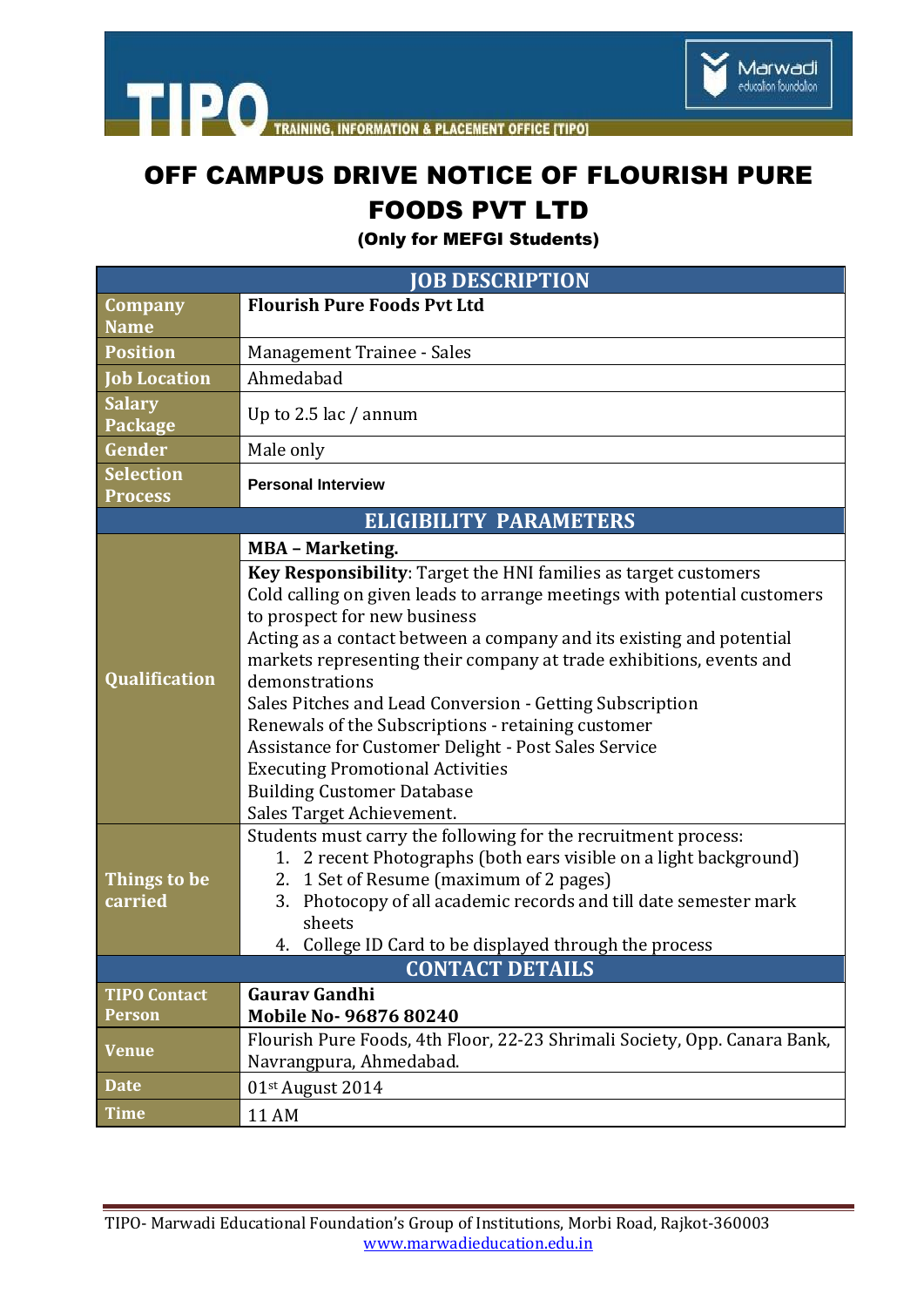TIPO — TRAINING, INFORMATION & PLACEMENT OFFICE [TIPO]

Marwadi education foundation

# OFF CAMPUS DRIVE NOTICE OF FLOURISH PURE FOODS PVT LTD

**(Only for MEFGI Students)**

| JOB DESCRIPTION | |
|---|---|
| **Company Name** | **Flourish Pure Foods Pvt Ltd** |
| **Position** | Management Trainee - Sales |
| **Job Location** | Ahmedabad |
| **Salary Package** | Up to 2.5 lac / annum |
| **Gender** | Male only |
| **Selection Process** | **Personal Interview** |
| **ELIGIBILITY PARAMETERS** | |
| **Qualification** | **MBA – Marketing.**<br>**Key Responsibility**: Target the HNI families as target customers<br>Cold calling on given leads to arrange meetings with potential customers to prospect for new business<br>Acting as a contact between a company and its existing and potential markets representing their company at trade exhibitions, events and demonstrations<br>Sales Pitches and Lead Conversion - Getting Subscription<br>Renewals of the Subscriptions - retaining customer<br>Assistance for Customer Delight - Post Sales Service<br>Executing Promotional Activities<br>Building Customer Database<br>Sales Target Achievement. |
| **Things to be carried** | Students must carry the following for the recruitment process:<br>1. 2 recent Photographs (both ears visible on a light background)<br>2. 1 Set of Resume (maximum of 2 pages)<br>3. Photocopy of all academic records and till date semester mark sheets<br>4. College ID Card to be displayed through the process |
| **CONTACT DETAILS** | |
| **TIPO Contact Person** | **Gaurav Gandhi**<br>**Mobile No- 96876 80240** |
| **Venue** | Flourish Pure Foods, 4th Floor, 22-23 Shrimali Society, Opp. Canara Bank, Navrangpura, Ahmedabad. |
| **Date** | 01st August 2014 |
| **Time** | 11 AM |

TIPO- Marwadi Educational Foundation's Group of Institutions, Morbi Road, Rajkot-360003
www.marwadieducation.edu.in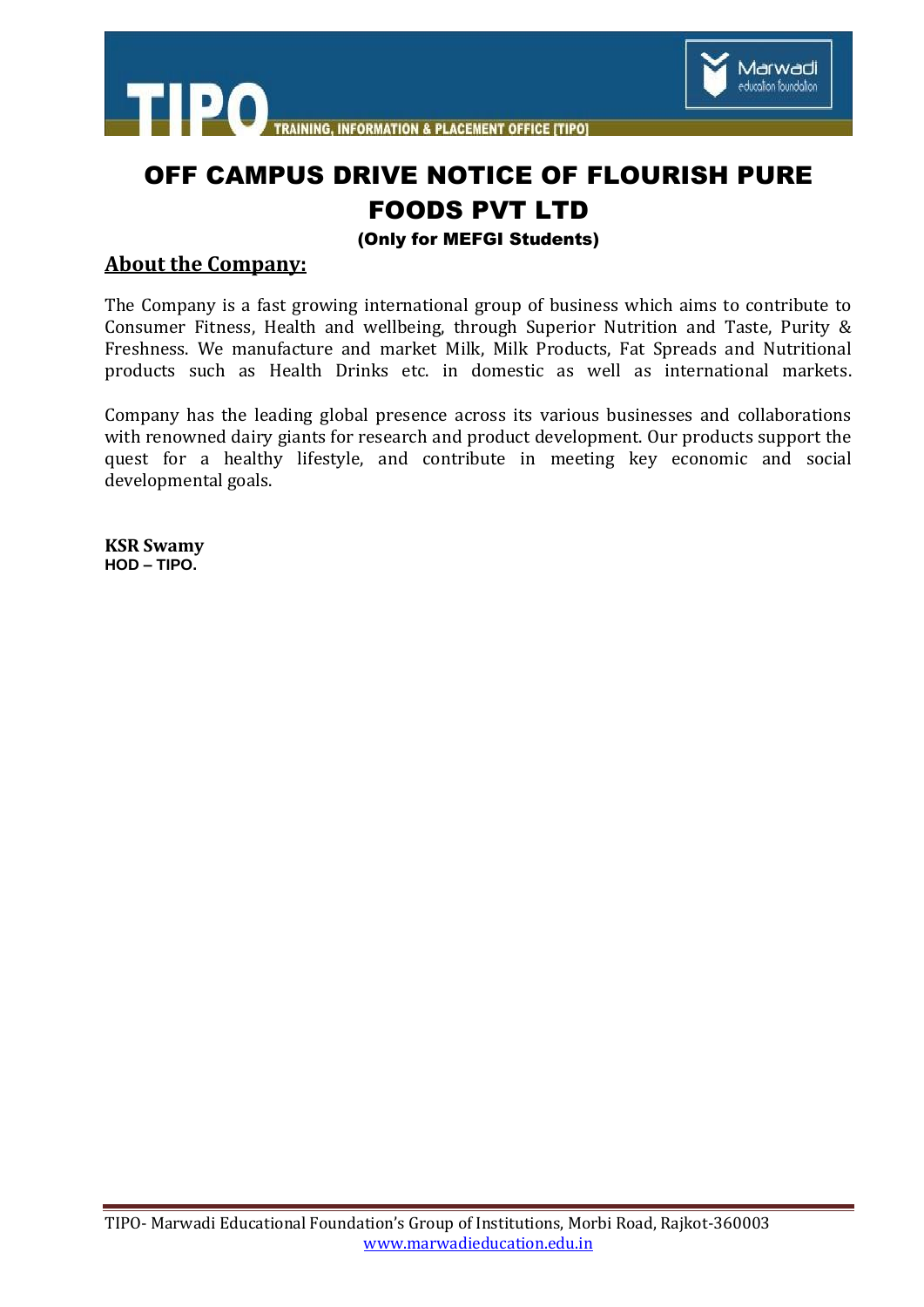# OFF CAMPUS DRIVE NOTICE OF FLOURISH PURE FOODS PVT LTD

**(Only for MEFGI Students)**

## About the Company:

The Company is a fast growing international group of business which aims to contribute to Consumer Fitness, Health and wellbeing, through Superior Nutrition and Taste, Purity & Freshness. We manufacture and market Milk, Milk Products, Fat Spreads and Nutritional products such as Health Drinks etc. in domestic as well as international markets.

Company has the leading global presence across its various businesses and collaborations with renowned dairy giants for research and product development. Our products support the quest for a healthy lifestyle, and contribute in meeting key economic and social developmental goals.

**KSR Swamy**
**HOD – TIPO.**